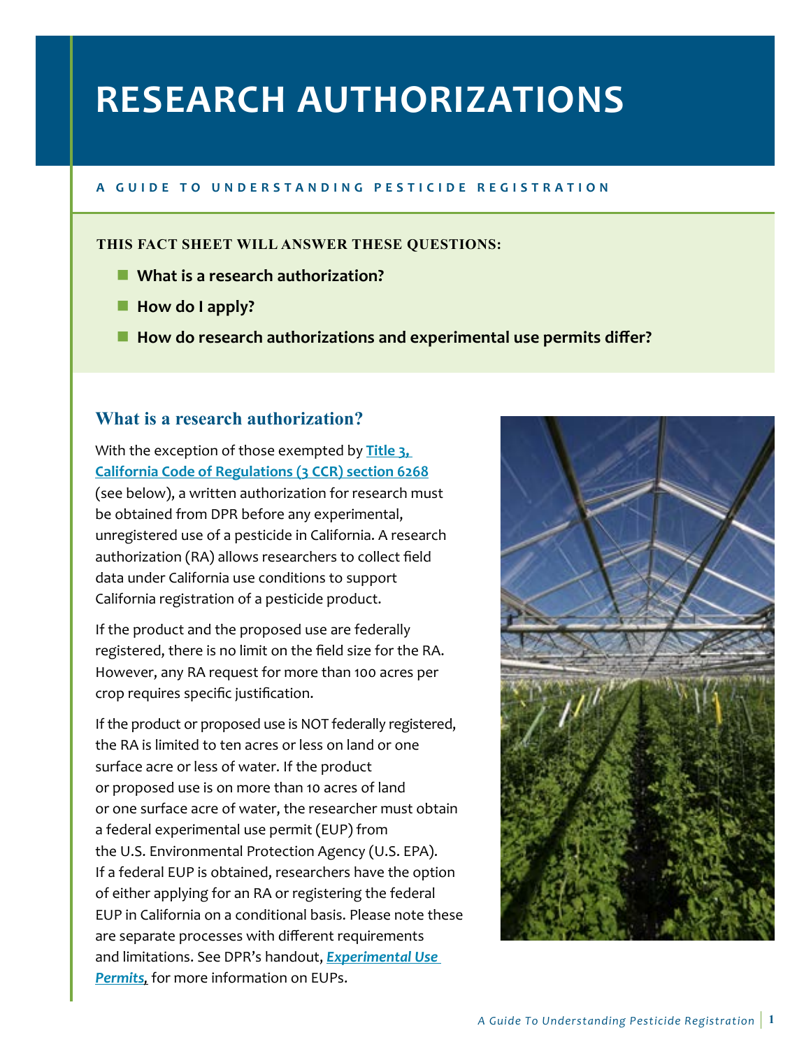# RESEARCH AUTHORIZATIONS

**A GUIDE TO UNDERSTANDING PESTICIDE REGISTRATION**

**THIS FACT SHEET WILL ANSWER THESE QUESTIONS:**

- **What is a research authorization?**
- **How do I apply?**
- **How do research authorizations and experimental use permits differ?**

## What is a research authorization?

With the exception of those exempted by **Title 3, California Code of Regulations (3 CCR) section 6268** (see below), a written authorization for research must be obtained from DPR before any experimental, unregistered use of a pesticide in California. A research authorization (RA) allows researchers to collect field data under California use conditions to support California registration of a pesticide product.

If the product and the proposed use are federally registered, there is no limit on the field size for the RA. However, any RA request for more than 100 acres per crop requires specific justification.

If the product or proposed use is NOT federally registered, the RA is limited to ten acres or less on land or one surface acre or less of water. If the product or proposed use is on more than 10 acres of land or one surface acre of water, the researcher must obtain a federal experimental use permit (EUP) from the U.S. Environmental Protection Agency (U.S. EPA). If a federal EUP is obtained, researchers have the option of either applying for an RA or registering the federal EUP in California on a conditional basis. Please note these are separate processes with different requirements and limitations. See DPR's handout, ***Experimental Use Permits***, for more information on EUPs.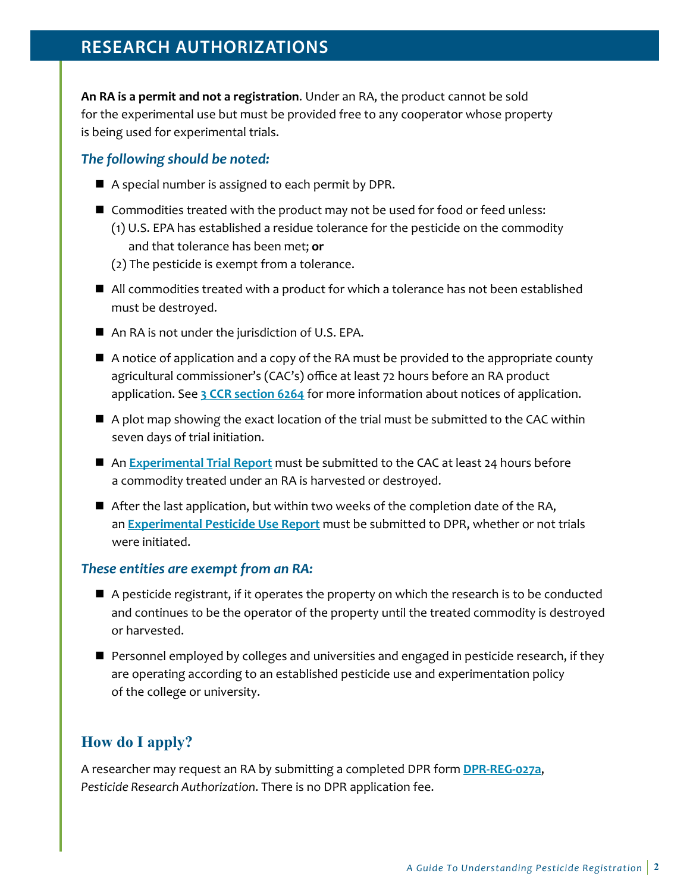## RESEARCH AUTHORIZATIONS

**An RA is a permit and not a registration**. Under an RA, the product cannot be sold for the experimental use but must be provided free to any cooperator whose property is being used for experimental trials.

### *The following should be noted:*

- A special number is assigned to each permit by DPR.
- Commodities treated with the product may not be used for food or feed unless:
  (1) U.S. EPA has established a residue tolerance for the pesticide on the commodity and that tolerance has been met; **or**
  (2) The pesticide is exempt from a tolerance.
- All commodities treated with a product for which a tolerance has not been established must be destroyed.
- An RA is not under the jurisdiction of U.S. EPA.
- A notice of application and a copy of the RA must be provided to the appropriate county agricultural commissioner's (CAC's) office at least 72 hours before an RA product application. See **3 CCR section 6264** for more information about notices of application.
- A plot map showing the exact location of the trial must be submitted to the CAC within seven days of trial initiation.
- An **Experimental Trial Report** must be submitted to the CAC at least 24 hours before a commodity treated under an RA is harvested or destroyed.
- After the last application, but within two weeks of the completion date of the RA, an **Experimental Pesticide Use Report** must be submitted to DPR, whether or not trials were initiated.

### *These entities are exempt from an RA:*

- A pesticide registrant, if it operates the property on which the research is to be conducted and continues to be the operator of the property until the treated commodity is destroyed or harvested.
- Personnel employed by colleges and universities and engaged in pesticide research, if they are operating according to an established pesticide use and experimentation policy of the college or university.

### How do I apply?

A researcher may request an RA by submitting a completed DPR form **DPR-REG-027a**, *Pesticide Research Authorization*. There is no DPR application fee.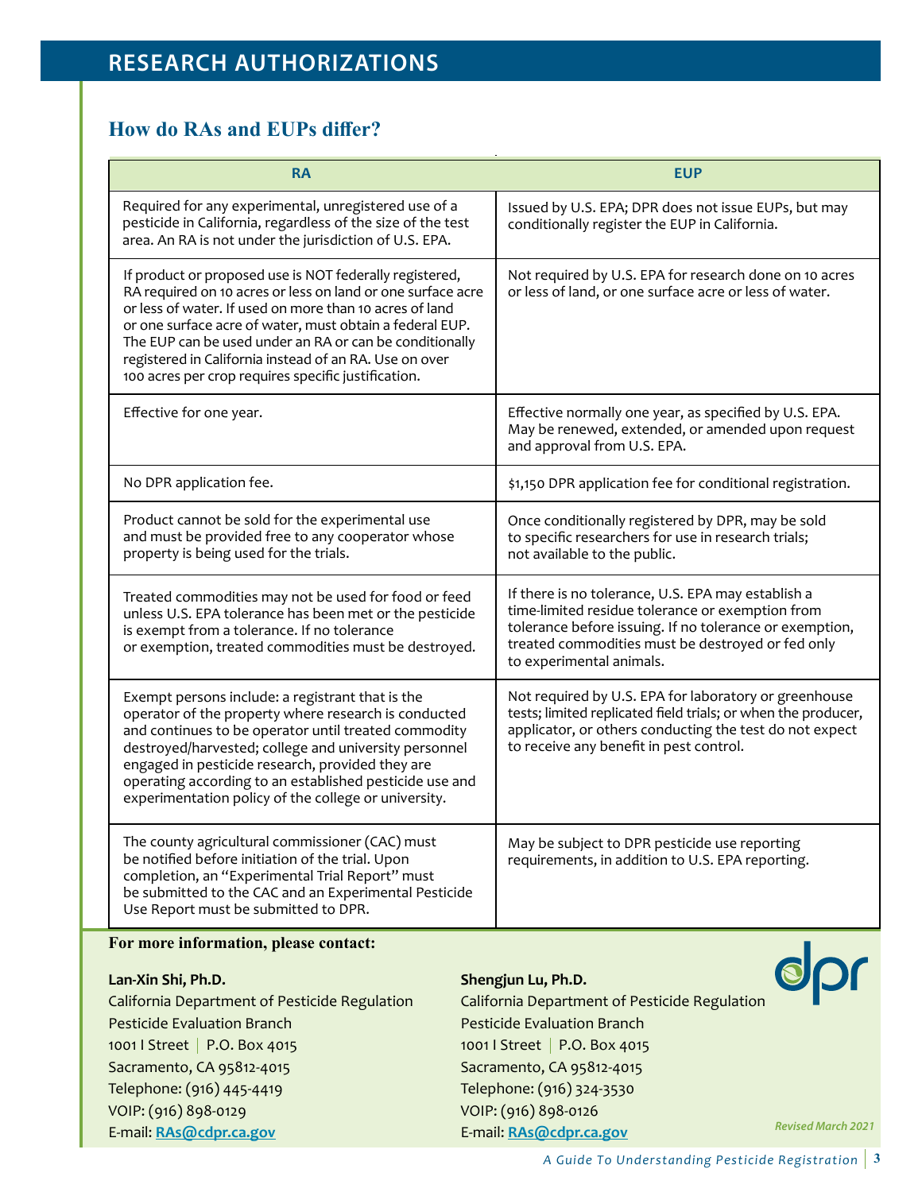# RESEARCH AUTHORIZATIONS

## How do RAs and EUPs differ?

| RA | EUP |
|---|---|
| Required for any experimental, unregistered use of a pesticide in California, regardless of the size of the test area. An RA is not under the jurisdiction of U.S. EPA. | Issued by U.S. EPA; DPR does not issue EUPs, but may conditionally register the EUP in California. |
| If product or proposed use is NOT federally registered, RA required on 10 acres or less on land or one surface acre or less of water. If used on more than 10 acres of land or one surface acre of water, must obtain a federal EUP. The EUP can be used under an RA or can be conditionally registered in California instead of an RA. Use on over 100 acres per crop requires specific justification. | Not required by U.S. EPA for research done on 10 acres or less of land, or one surface acre or less of water. |
| Effective for one year. | Effective normally one year, as specified by U.S. EPA. May be renewed, extended, or amended upon request and approval from U.S. EPA. |
| No DPR application fee. | $1,150 DPR application fee for conditional registration. |
| Product cannot be sold for the experimental use and must be provided free to any cooperator whose property is being used for the trials. | Once conditionally registered by DPR, may be sold to specific researchers for use in research trials; not available to the public. |
| Treated commodities may not be used for food or feed unless U.S. EPA tolerance has been met or the pesticide is exempt from a tolerance. If no tolerance or exemption, treated commodities must be destroyed. | If there is no tolerance, U.S. EPA may establish a time-limited residue tolerance or exemption from tolerance before issuing. If no tolerance or exemption, treated commodities must be destroyed or fed only to experimental animals. |
| Exempt persons include: a registrant that is the operator of the property where research is conducted and continues to be operator until treated commodity destroyed/harvested; college and university personnel engaged in pesticide research, provided they are operating according to an established pesticide use and experimentation policy of the college or university. | Not required by U.S. EPA for laboratory or greenhouse tests; limited replicated field trials; or when the producer, applicator, or others conducting the test do not expect to receive any benefit in pest control. |
| The county agricultural commissioner (CAC) must be notified before initiation of the trial. Upon completion, an "Experimental Trial Report" must be submitted to the CAC and an Experimental Pesticide Use Report must be submitted to DPR. | May be subject to DPR pesticide use reporting requirements, in addition to U.S. EPA reporting. |

**For more information, please contact:**

**Lan-Xin Shi, Ph.D.**
California Department of Pesticide Regulation
Pesticide Evaluation Branch
1001 I Street | P.O. Box 4015
Sacramento, CA 95812-4015
Telephone: (916) 445-4419
VOIP: (916) 898-0129
E-mail: **RAs@cdpr.ca.gov**

**Shengjun Lu, Ph.D.**
California Department of Pesticide Regulation
Pesticide Evaluation Branch
1001 I Street | P.O. Box 4015
Sacramento, CA 95812-4015
Telephone: (916) 324-3530
VOIP: (916) 898-0126
E-mail: **RAs@cdpr.ca.gov**

dpr

*Revised March 2021*